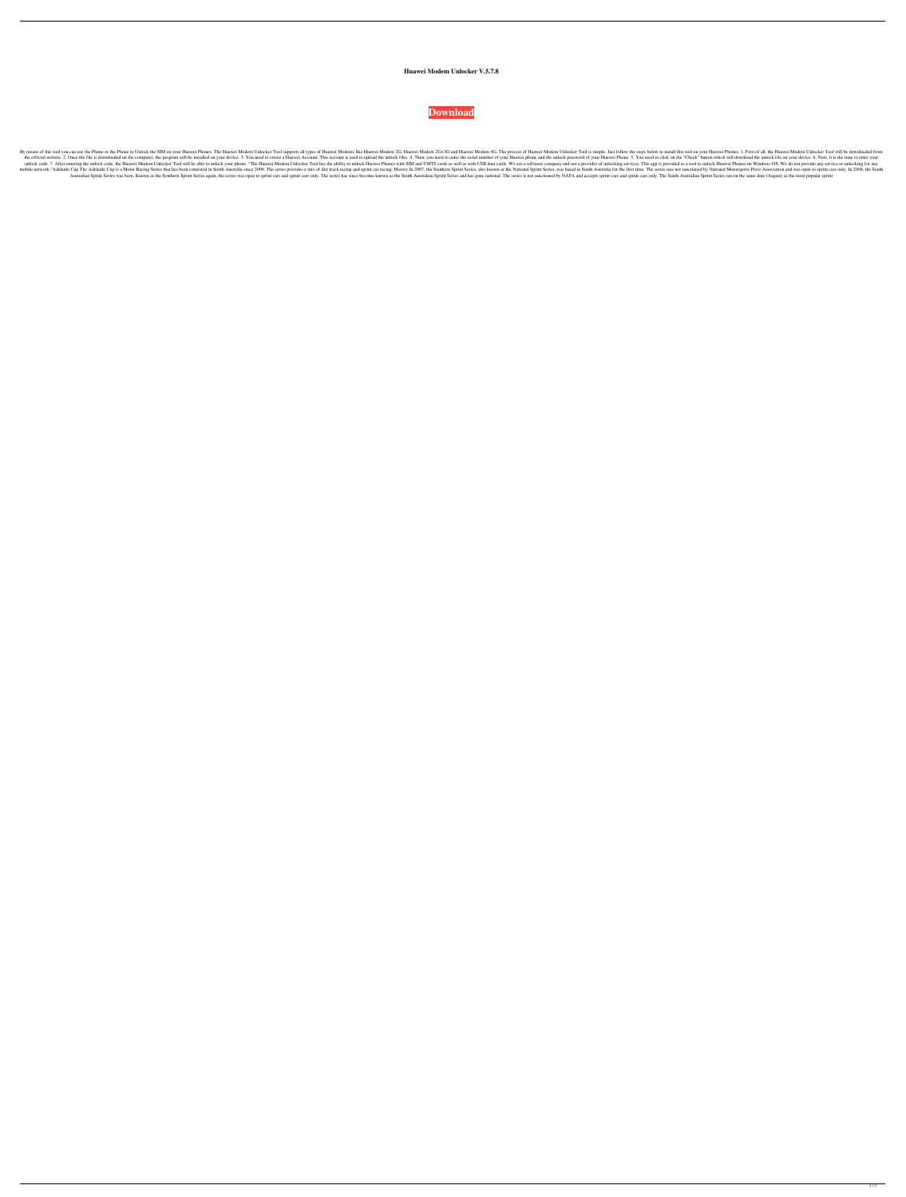**Huawei Modem Unlocker V.5.7.8**

**Download**

By means of this tool you can use the Phone or the Phone to Unlock the SIM on your Huawei Phones. The Huawei Modem Unlocker Tool supports all types of Huawei Modems like Huawei Modem 2G, Huawei Modem 2G+3G and Huawei Modem 4G. The process of Huawei Modem Unlocker Tool is simple. Just follow the steps below to install this tool on your Huawei Phones. 1. First of all, the Huawei Modem Unlocker Tool will be downloaded from the official website. 2. Once the file is downloaded on the computer, the program will be installed on your device. 3. You need to create a Huawei Account. This account is used to upload the unlock files. 4. Then, you need to enter the serial number of your Huawei phone and the unlock password of your Huawei Phone. 5. You need to click on the "Check" button which will download the unlock file on your device. 6. Now, it is the time to enter your unlock code. 7. After entering the unlock code, the Huawei Modem Unlocker Tool will be able to unlock your phone. "The Huawei Modem Unlocker Tool has the ability to unlock Huawei Phones with SIM and UMTS cards as well as with USB data cards. We are a software company and not a provider of unlocking services. This app is provided as a tool to unlock Huawei Phones on Windows OS. We do not provide any service or unlocking for any mobile network."Adelaide Cup The Adelaide Cup is a Motor Racing Series that has been contested in South Australia since 2009. The series provides a mix of dirt track racing and sprint car racing. History In 2007, the Southern Sprint Series, also known as the National Sprint Series, was based in South Australia for the first time. The series was not sanctioned by National Motorsports Press Association and was open to sprint cars only. In 2008, the South Australian Sprint Series was born. Known as the Southern Sprint Series again, the series was open to sprint cars and sprint cars only. The series has since become known as the South Australian Sprint Series and has gone national. The series is not sanctioned by NAPA and accepts sprint cars and sprint cars only. The South Australian Sprint Series ran on the same date (August) as the most popular sprint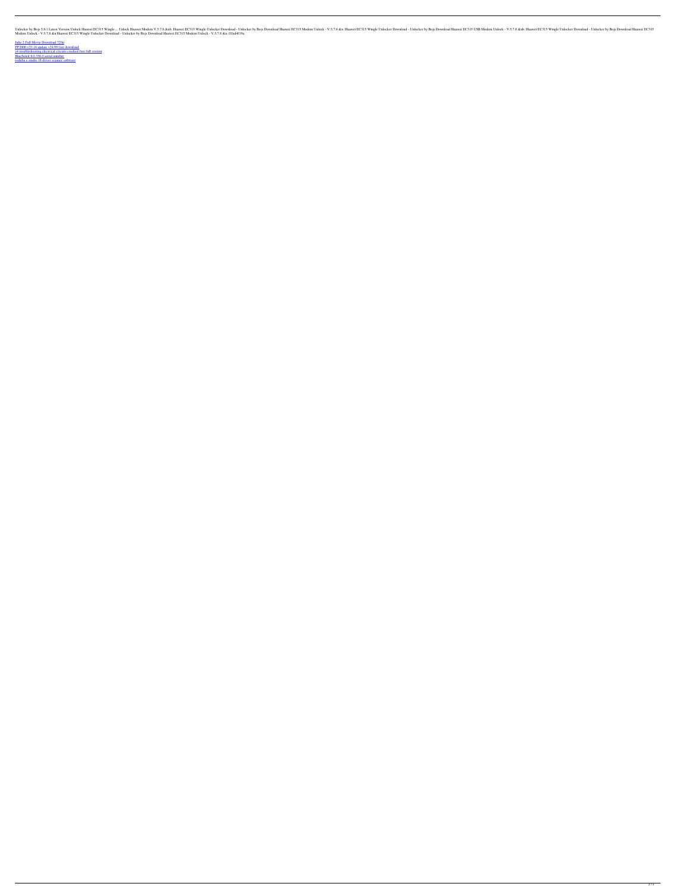Unlocker by Bojs 5.8.1 Latest Version Unlock Huawei EC315 Wingle ... Unlock Huawei Modem V.5.7.8 &nb. Huawei EC315 Wingle Unlocker Download - Unlocker by Bojs Download Huawei EC315 Modem Unlock - V.5.7.8 &n. Huawei EC315 Wingle Unlocker Download - Unlocker by Bojs Download Huawei EC315 USB Modem Unlock - V.5.7.8 &nb. Huawei EC315 Wingle Unlocker Download - Unlocker by Bojs Download Huawei EC315 Modem Unlock - V.5.7.8 &n Huawei EC315 Wingle Unlocker Download - Unlocker by Bojs Download Huawei EC315 Modem Unlock - V.5.7.8 &n. f1fad4f19a

Julie 2 Full Movie Download 720p
PP2000 v21.14 update v24.99 free download
y4 troubleshooting electrical circuits cracked free full version
BlueSoleil 8.0.356.0 serial number
toshiba e studio 18 driver scanner software